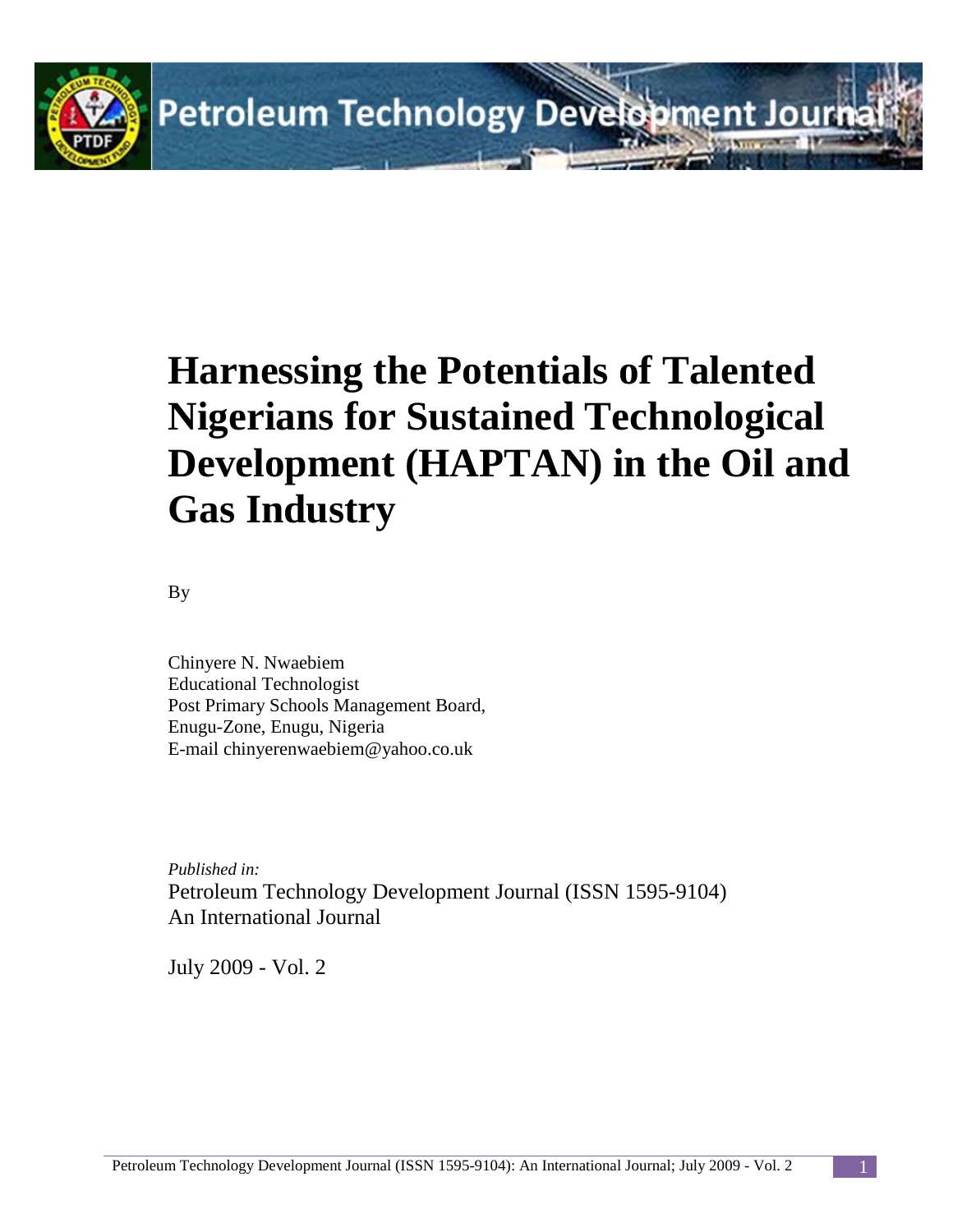# Harnessing the Potentials of Talented Nigerians for Sustained Technological Development (HAPTAN) in the Oil and Gas Industry

By

Chinyere N. Nwaebiem
Educational Technologist
Post Primary Schools Management Board,
Enugu-Zone, Enugu, Nigeria
E-mail chinyerenwaebiem@yahoo.co.uk

*Published in:*
Petroleum Technology Development Journal (ISSN 1595-9104)
An International Journal

July 2009 - Vol. 2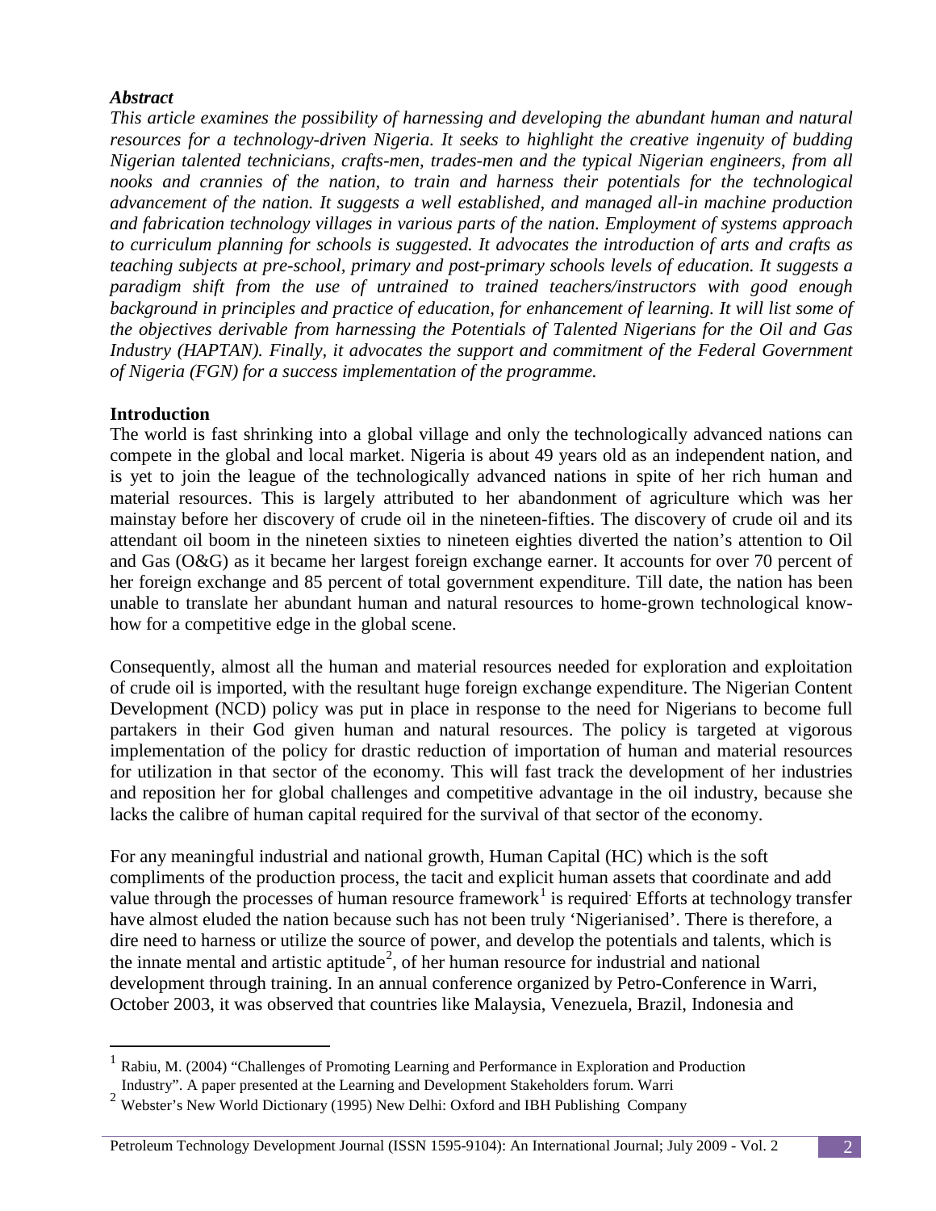### *Abstract*

*This article examines the possibility of harnessing and developing the abundant human and natural resources for a technology-driven Nigeria. It seeks to highlight the creative ingenuity of budding Nigerian talented technicians, crafts-men, trades-men and the typical Nigerian engineers, from all nooks and crannies of the nation, to train and harness their potentials for the technological advancement of the nation. It suggests a well established, and managed all-in machine production and fabrication technology villages in various parts of the nation. Employment of systems approach to curriculum planning for schools is suggested. It advocates the introduction of arts and crafts as teaching subjects at pre-school, primary and post-primary schools levels of education. It suggests a paradigm shift from the use of untrained to trained teachers/instructors with good enough background in principles and practice of education, for enhancement of learning. It will list some of the objectives derivable from harnessing the Potentials of Talented Nigerians for the Oil and Gas Industry (HAPTAN). Finally, it advocates the support and commitment of the Federal Government of Nigeria (FGN) for a success implementation of the programme.*

### Introduction

The world is fast shrinking into a global village and only the technologically advanced nations can compete in the global and local market. Nigeria is about 49 years old as an independent nation, and is yet to join the league of the technologically advanced nations in spite of her rich human and material resources. This is largely attributed to her abandonment of agriculture which was her mainstay before her discovery of crude oil in the nineteen-fifties. The discovery of crude oil and its attendant oil boom in the nineteen sixties to nineteen eighties diverted the nation's attention to Oil and Gas (O&G) as it became her largest foreign exchange earner. It accounts for over 70 percent of her foreign exchange and 85 percent of total government expenditure. Till date, the nation has been unable to translate her abundant human and natural resources to home-grown technological know-how for a competitive edge in the global scene.

Consequently, almost all the human and material resources needed for exploration and exploitation of crude oil is imported, with the resultant huge foreign exchange expenditure. The Nigerian Content Development (NCD) policy was put in place in response to the need for Nigerians to become full partakers in their God given human and natural resources. The policy is targeted at vigorous implementation of the policy for drastic reduction of importation of human and material resources for utilization in that sector of the economy. This will fast track the development of her industries and reposition her for global challenges and competitive advantage in the oil industry, because she lacks the calibre of human capital required for the survival of that sector of the economy.

For any meaningful industrial and national growth, Human Capital (HC) which is the soft compliments of the production process, the tacit and explicit human assets that coordinate and add value through the processes of human resource framework[1] is required. Efforts at technology transfer have almost eluded the nation because such has not been truly 'Nigerianised'. There is therefore, a dire need to harness or utilize the source of power, and develop the potentials and talents, which is the innate mental and artistic aptitude[2], of her human resource for industrial and national development through training. In an annual conference organized by Petro-Conference in Warri, October 2003, it was observed that countries like Malaysia, Venezuela, Brazil, Indonesia and

---

[1] Rabiu, M. (2004) "Challenges of Promoting Learning and Performance in Exploration and Production Industry". A paper presented at the Learning and Development Stakeholders forum. Warri

[2] Webster's New World Dictionary (1995) New Delhi: Oxford and IBH Publishing Company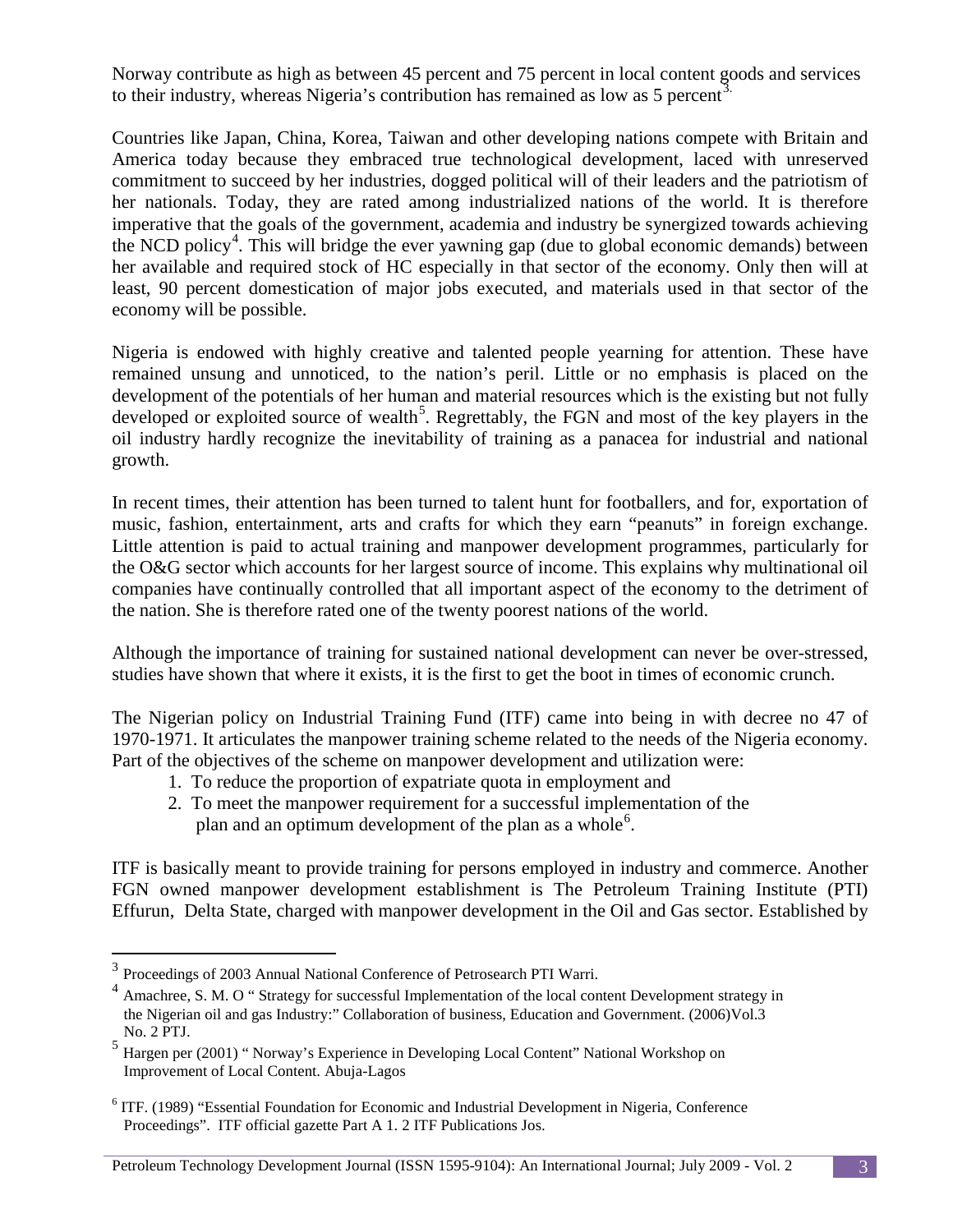Norway contribute as high as between 45 percent and 75 percent in local content goods and services to their industry, whereas Nigeria's contribution has remained as low as 5 percent[3].

Countries like Japan, China, Korea, Taiwan and other developing nations compete with Britain and America today because they embraced true technological development, laced with unreserved commitment to succeed by her industries, dogged political will of their leaders and the patriotism of her nationals. Today, they are rated among industrialized nations of the world. It is therefore imperative that the goals of the government, academia and industry be synergized towards achieving the NCD policy[4]. This will bridge the ever yawning gap (due to global economic demands) between her available and required stock of HC especially in that sector of the economy. Only then will at least, 90 percent domestication of major jobs executed, and materials used in that sector of the economy will be possible.

Nigeria is endowed with highly creative and talented people yearning for attention. These have remained unsung and unnoticed, to the nation's peril. Little or no emphasis is placed on the development of the potentials of her human and material resources which is the existing but not fully developed or exploited source of wealth[5]. Regrettably, the FGN and most of the key players in the oil industry hardly recognize the inevitability of training as a panacea for industrial and national growth.

In recent times, their attention has been turned to talent hunt for footballers, and for, exportation of music, fashion, entertainment, arts and crafts for which they earn "peanuts" in foreign exchange. Little attention is paid to actual training and manpower development programmes, particularly for the O&G sector which accounts for her largest source of income. This explains why multinational oil companies have continually controlled that all important aspect of the economy to the detriment of the nation. She is therefore rated one of the twenty poorest nations of the world.

Although the importance of training for sustained national development can never be over-stressed, studies have shown that where it exists, it is the first to get the boot in times of economic crunch.

The Nigerian policy on Industrial Training Fund (ITF) came into being in with decree no 47 of 1970-1971. It articulates the manpower training scheme related to the needs of the Nigeria economy. Part of the objectives of the scheme on manpower development and utilization were:

1. To reduce the proportion of expatriate quota in employment and
2. To meet the manpower requirement for a successful implementation of the plan and an optimum development of the plan as a whole[6].

ITF is basically meant to provide training for persons employed in industry and commerce. Another FGN owned manpower development establishment is The Petroleum Training Institute (PTI) Effurun, Delta State, charged with manpower development in the Oil and Gas sector. Established by

---

[3] Proceedings of 2003 Annual National Conference of Petrosearch PTI Warri.

[4] Amachree, S. M. O " Strategy for successful Implementation of the local content Development strategy in the Nigerian oil and gas Industry:" Collaboration of business, Education and Government. (2006)Vol.3 No. 2 PTJ.

[5] Hargen per (2001) " Norway's Experience in Developing Local Content" National Workshop on Improvement of Local Content. Abuja-Lagos

[6] ITF. (1989) "Essential Foundation for Economic and Industrial Development in Nigeria, Conference Proceedings". ITF official gazette Part A 1. 2 ITF Publications Jos.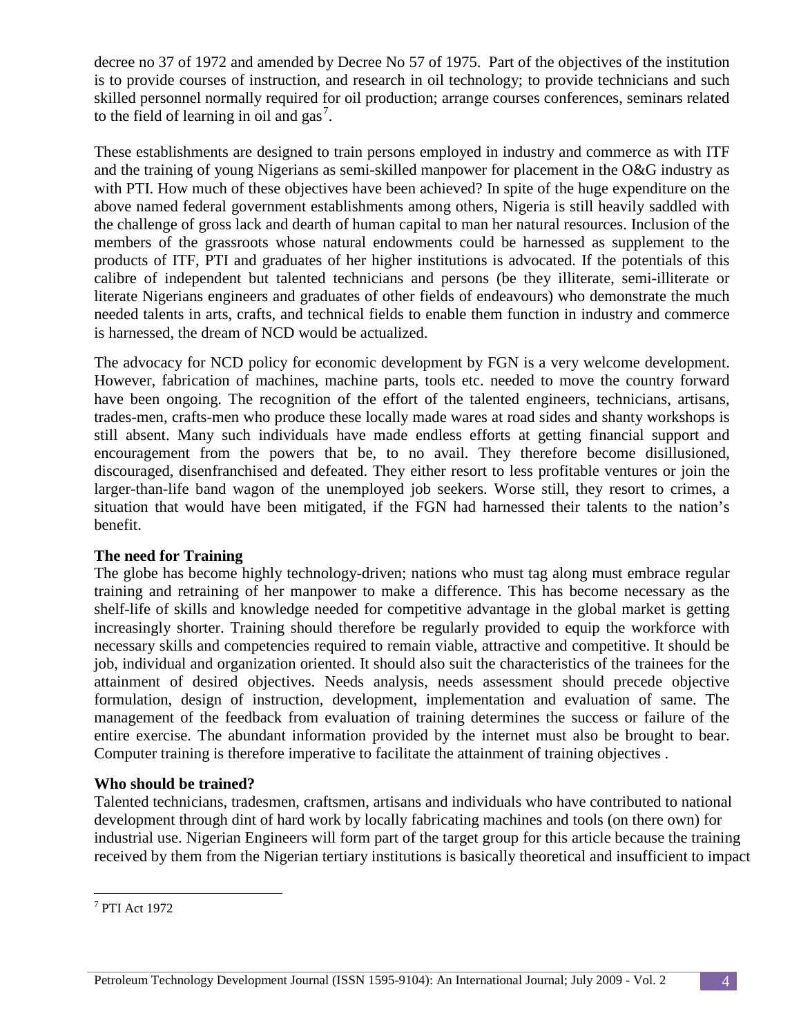decree no 37 of 1972 and amended by Decree No 57 of 1975. Part of the objectives of the institution is to provide courses of instruction, and research in oil technology; to provide technicians and such skilled personnel normally required for oil production; arrange courses conferences, seminars related to the field of learning in oil and gas[7].

These establishments are designed to train persons employed in industry and commerce as with ITF and the training of young Nigerians as semi-skilled manpower for placement in the O&G industry as with PTI. How much of these objectives have been achieved? In spite of the huge expenditure on the above named federal government establishments among others, Nigeria is still heavily saddled with the challenge of gross lack and dearth of human capital to man her natural resources. Inclusion of the members of the grassroots whose natural endowments could be harnessed as supplement to the products of ITF, PTI and graduates of her higher institutions is advocated. If the potentials of this calibre of independent but talented technicians and persons (be they illiterate, semi-illiterate or literate Nigerians engineers and graduates of other fields of endeavours) who demonstrate the much needed talents in arts, crafts, and technical fields to enable them function in industry and commerce is harnessed, the dream of NCD would be actualized.

The advocacy for NCD policy for economic development by FGN is a very welcome development. However, fabrication of machines, machine parts, tools etc. needed to move the country forward have been ongoing. The recognition of the effort of the talented engineers, technicians, artisans, trades-men, crafts-men who produce these locally made wares at road sides and shanty workshops is still absent. Many such individuals have made endless efforts at getting financial support and encouragement from the powers that be, to no avail. They therefore become disillusioned, discouraged, disenfranchised and defeated. They either resort to less profitable ventures or join the larger-than-life band wagon of the unemployed job seekers. Worse still, they resort to crimes, a situation that would have been mitigated, if the FGN had harnessed their talents to the nation's benefit.

**The need for Training**

The globe has become highly technology-driven; nations who must tag along must embrace regular training and retraining of her manpower to make a difference. This has become necessary as the shelf-life of skills and knowledge needed for competitive advantage in the global market is getting increasingly shorter. Training should therefore be regularly provided to equip the workforce with necessary skills and competencies required to remain viable, attractive and competitive. It should be job, individual and organization oriented. It should also suit the characteristics of the trainees for the attainment of desired objectives. Needs analysis, needs assessment should precede objective formulation, design of instruction, development, implementation and evaluation of same. The management of the feedback from evaluation of training determines the success or failure of the entire exercise. The abundant information provided by the internet must also be brought to bear. Computer training is therefore imperative to facilitate the attainment of training objectives .

**Who should be trained?**

Talented technicians, tradesmen, craftsmen, artisans and individuals who have contributed to national development through dint of hard work by locally fabricating machines and tools (on there own) for industrial use. Nigerian Engineers will form part of the target group for this article because the training received by them from the Nigerian tertiary institutions is basically theoretical and insufficient to impact

[7] PTI Act 1972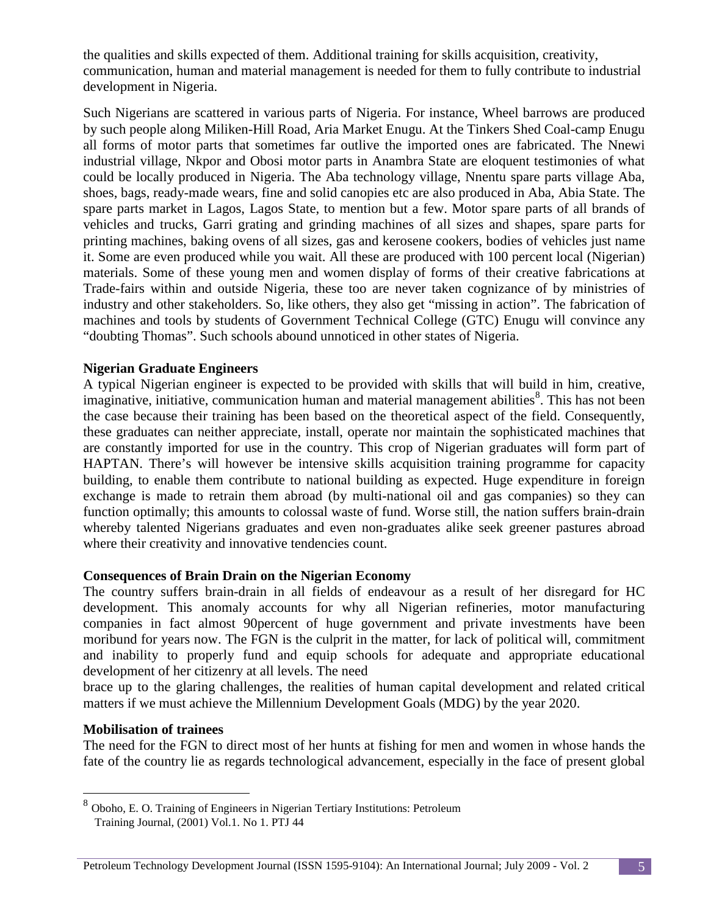the qualities and skills expected of them. Additional training for skills acquisition, creativity, communication, human and material management is needed for them to fully contribute to industrial development in Nigeria.

Such Nigerians are scattered in various parts of Nigeria. For instance, Wheel barrows are produced by such people along Miliken-Hill Road, Aria Market Enugu. At the Tinkers Shed Coal-camp Enugu all forms of motor parts that sometimes far outlive the imported ones are fabricated. The Nnewi industrial village, Nkpor and Obosi motor parts in Anambra State are eloquent testimonies of what could be locally produced in Nigeria. The Aba technology village, Nnentu spare parts village Aba, shoes, bags, ready-made wears, fine and solid canopies etc are also produced in Aba, Abia State. The spare parts market in Lagos, Lagos State, to mention but a few. Motor spare parts of all brands of vehicles and trucks, Garri grating and grinding machines of all sizes and shapes, spare parts for printing machines, baking ovens of all sizes, gas and kerosene cookers, bodies of vehicles just name it. Some are even produced while you wait. All these are produced with 100 percent local (Nigerian) materials. Some of these young men and women display of forms of their creative fabrications at Trade-fairs within and outside Nigeria, these too are never taken cognizance of by ministries of industry and other stakeholders. So, like others, they also get "missing in action". The fabrication of machines and tools by students of Government Technical College (GTC) Enugu will convince any "doubting Thomas". Such schools abound unnoticed in other states of Nigeria.

**Nigerian Graduate Engineers**

A typical Nigerian engineer is expected to be provided with skills that will build in him, creative, imaginative, initiative, communication human and material management abilities[8]. This has not been the case because their training has been based on the theoretical aspect of the field. Consequently, these graduates can neither appreciate, install, operate nor maintain the sophisticated machines that are constantly imported for use in the country. This crop of Nigerian graduates will form part of HAPTAN. There's will however be intensive skills acquisition training programme for capacity building, to enable them contribute to national building as expected. Huge expenditure in foreign exchange is made to retrain them abroad (by multi-national oil and gas companies) so they can function optimally; this amounts to colossal waste of fund. Worse still, the nation suffers brain-drain whereby talented Nigerians graduates and even non-graduates alike seek greener pastures abroad where their creativity and innovative tendencies count.

**Consequences of Brain Drain on the Nigerian Economy**

The country suffers brain-drain in all fields of endeavour as a result of her disregard for HC development. This anomaly accounts for why all Nigerian refineries, motor manufacturing companies in fact almost 90percent of huge government and private investments have been moribund for years now. The FGN is the culprit in the matter, for lack of political will, commitment and inability to properly fund and equip schools for adequate and appropriate educational development of her citizenry at all levels. The need
brace up to the glaring challenges, the realities of human capital development and related critical matters if we must achieve the Millennium Development Goals (MDG) by the year 2020.

**Mobilisation of trainees**

The need for the FGN to direct most of her hunts at fishing for men and women in whose hands the fate of the country lie as regards technological advancement, especially in the face of present global

---

[8] Oboho, E. O. Training of Engineers in Nigerian Tertiary Institutions: Petroleum Training Journal, (2001) Vol.1. No 1. PTJ 44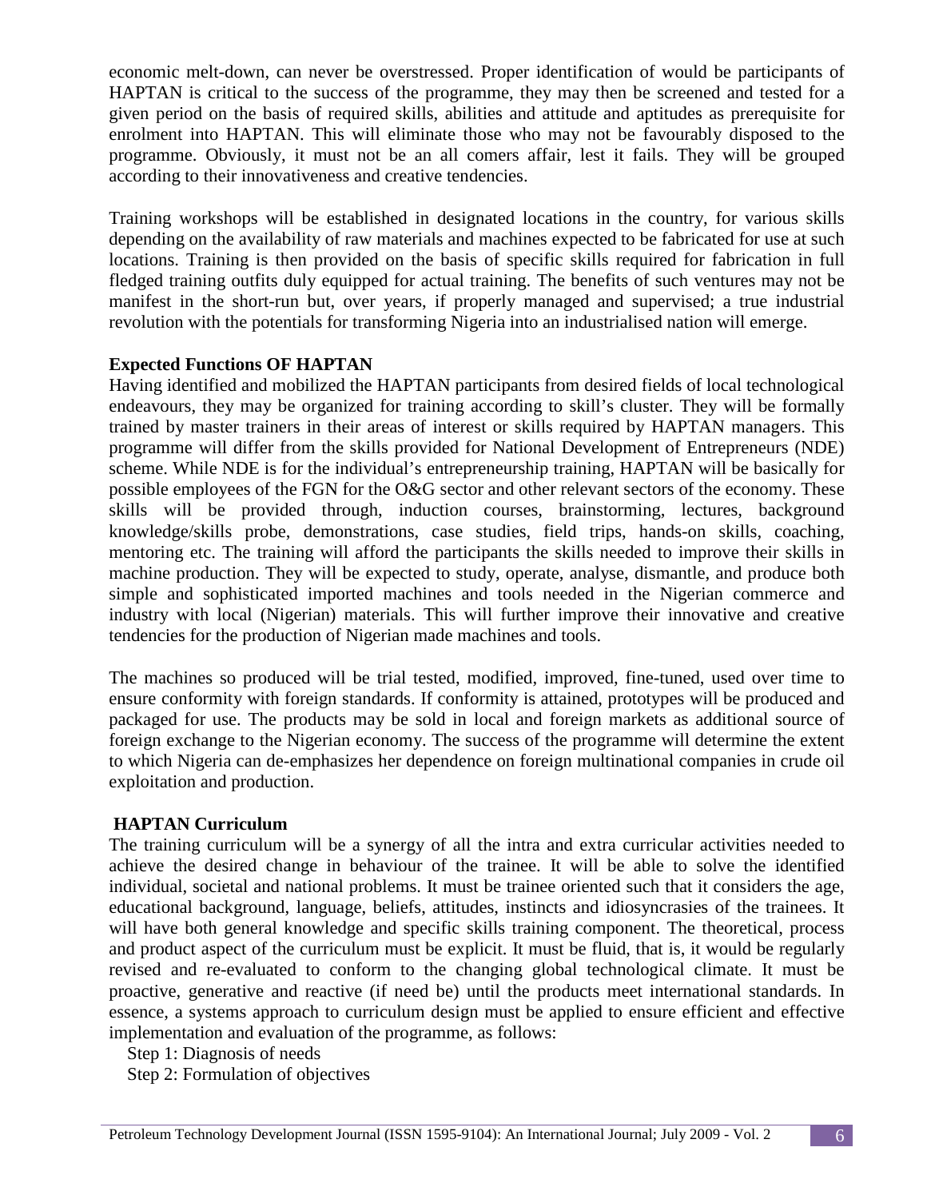economic melt-down, can never be overstressed. Proper identification of would be participants of HAPTAN is critical to the success of the programme, they may then be screened and tested for a given period on the basis of required skills, abilities and attitude and aptitudes as prerequisite for enrolment into HAPTAN. This will eliminate those who may not be favourably disposed to the programme. Obviously, it must not be an all comers affair, lest it fails. They will be grouped according to their innovativeness and creative tendencies.

Training workshops will be established in designated locations in the country, for various skills depending on the availability of raw materials and machines expected to be fabricated for use at such locations. Training is then provided on the basis of specific skills required for fabrication in full fledged training outfits duly equipped for actual training. The benefits of such ventures may not be manifest in the short-run but, over years, if properly managed and supervised; a true industrial revolution with the potentials for transforming Nigeria into an industrialised nation will emerge.

**Expected Functions OF HAPTAN**

Having identified and mobilized the HAPTAN participants from desired fields of local technological endeavours, they may be organized for training according to skill's cluster. They will be formally trained by master trainers in their areas of interest or skills required by HAPTAN managers. This programme will differ from the skills provided for National Development of Entrepreneurs (NDE) scheme. While NDE is for the individual's entrepreneurship training, HAPTAN will be basically for possible employees of the FGN for the O&G sector and other relevant sectors of the economy. These skills will be provided through, induction courses, brainstorming, lectures, background knowledge/skills probe, demonstrations, case studies, field trips, hands-on skills, coaching, mentoring etc. The training will afford the participants the skills needed to improve their skills in machine production. They will be expected to study, operate, analyse, dismantle, and produce both simple and sophisticated imported machines and tools needed in the Nigerian commerce and industry with local (Nigerian) materials. This will further improve their innovative and creative tendencies for the production of Nigerian made machines and tools.

The machines so produced will be trial tested, modified, improved, fine-tuned, used over time to ensure conformity with foreign standards. If conformity is attained, prototypes will be produced and packaged for use. The products may be sold in local and foreign markets as additional source of foreign exchange to the Nigerian economy. The success of the programme will determine the extent to which Nigeria can de-emphasizes her dependence on foreign multinational companies in crude oil exploitation and production.

**HAPTAN Curriculum**

The training curriculum will be a synergy of all the intra and extra curricular activities needed to achieve the desired change in behaviour of the trainee. It will be able to solve the identified individual, societal and national problems. It must be trainee oriented such that it considers the age, educational background, language, beliefs, attitudes, instincts and idiosyncrasies of the trainees. It will have both general knowledge and specific skills training component. The theoretical, process and product aspect of the curriculum must be explicit. It must be fluid, that is, it would be regularly revised and re-evaluated to conform to the changing global technological climate. It must be proactive, generative and reactive (if need be) until the products meet international standards. In essence, a systems approach to curriculum design must be applied to ensure efficient and effective implementation and evaluation of the programme, as follows:

Step 1: Diagnosis of needs

Step 2: Formulation of objectives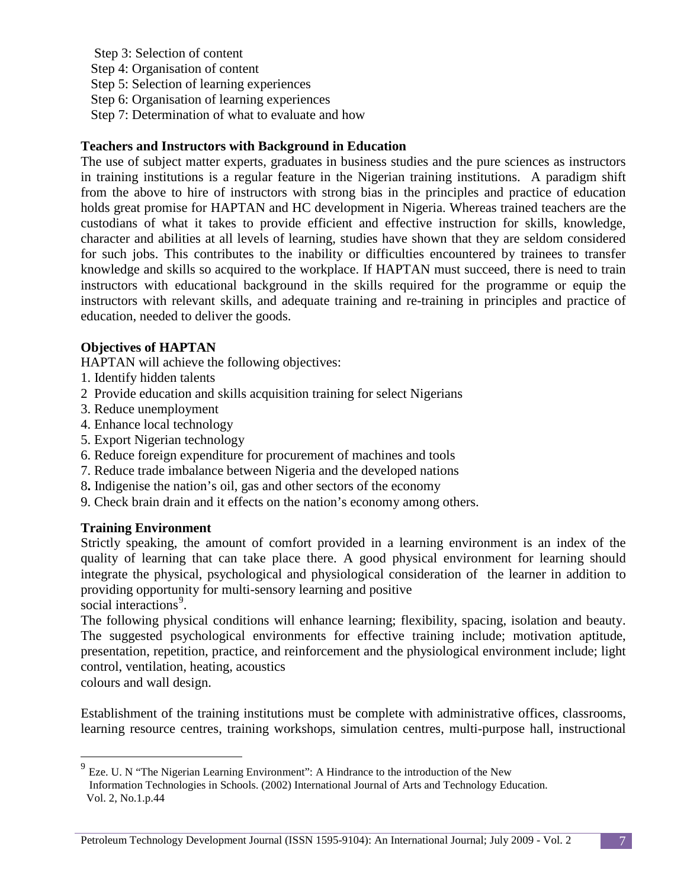Step 3: Selection of content
Step 4: Organisation of content
Step 5: Selection of learning experiences
Step 6: Organisation of learning experiences
Step 7: Determination of what to evaluate and how

**Teachers and Instructors with Background in Education**

The use of subject matter experts, graduates in business studies and the pure sciences as instructors in training institutions is a regular feature in the Nigerian training institutions. A paradigm shift from the above to hire of instructors with strong bias in the principles and practice of education holds great promise for HAPTAN and HC development in Nigeria. Whereas trained teachers are the custodians of what it takes to provide efficient and effective instruction for skills, knowledge, character and abilities at all levels of learning, studies have shown that they are seldom considered for such jobs. This contributes to the inability or difficulties encountered by trainees to transfer knowledge and skills so acquired to the workplace. If HAPTAN must succeed, there is need to train instructors with educational background in the skills required for the programme or equip the instructors with relevant skills, and adequate training and re-training in principles and practice of education, needed to deliver the goods.

**Objectives of HAPTAN**

HAPTAN will achieve the following objectives:

1. Identify hidden talents
2. Provide education and skills acquisition training for select Nigerians
3. Reduce unemployment
4. Enhance local technology
5. Export Nigerian technology
6. Reduce foreign expenditure for procurement of machines and tools
7. Reduce trade imbalance between Nigeria and the developed nations
8. Indigenise the nation's oil, gas and other sectors of the economy
9. Check brain drain and it effects on the nation's economy among others.

**Training Environment**

Strictly speaking, the amount of comfort provided in a learning environment is an index of the quality of learning that can take place there. A good physical environment for learning should integrate the physical, psychological and physiological consideration of the learner in addition to providing opportunity for multi-sensory learning and positive social interactions[9].

The following physical conditions will enhance learning; flexibility, spacing, isolation and beauty. The suggested psychological environments for effective training include; motivation aptitude, presentation, repetition, practice, and reinforcement and the physiological environment include; light control, ventilation, heating, acoustics colours and wall design.

Establishment of the training institutions must be complete with administrative offices, classrooms, learning resource centres, training workshops, simulation centres, multi-purpose hall, instructional

---

[9] Eze. U. N "The Nigerian Learning Environment": A Hindrance to the introduction of the New Information Technologies in Schools. (2002) International Journal of Arts and Technology Education. Vol. 2, No.1.p.44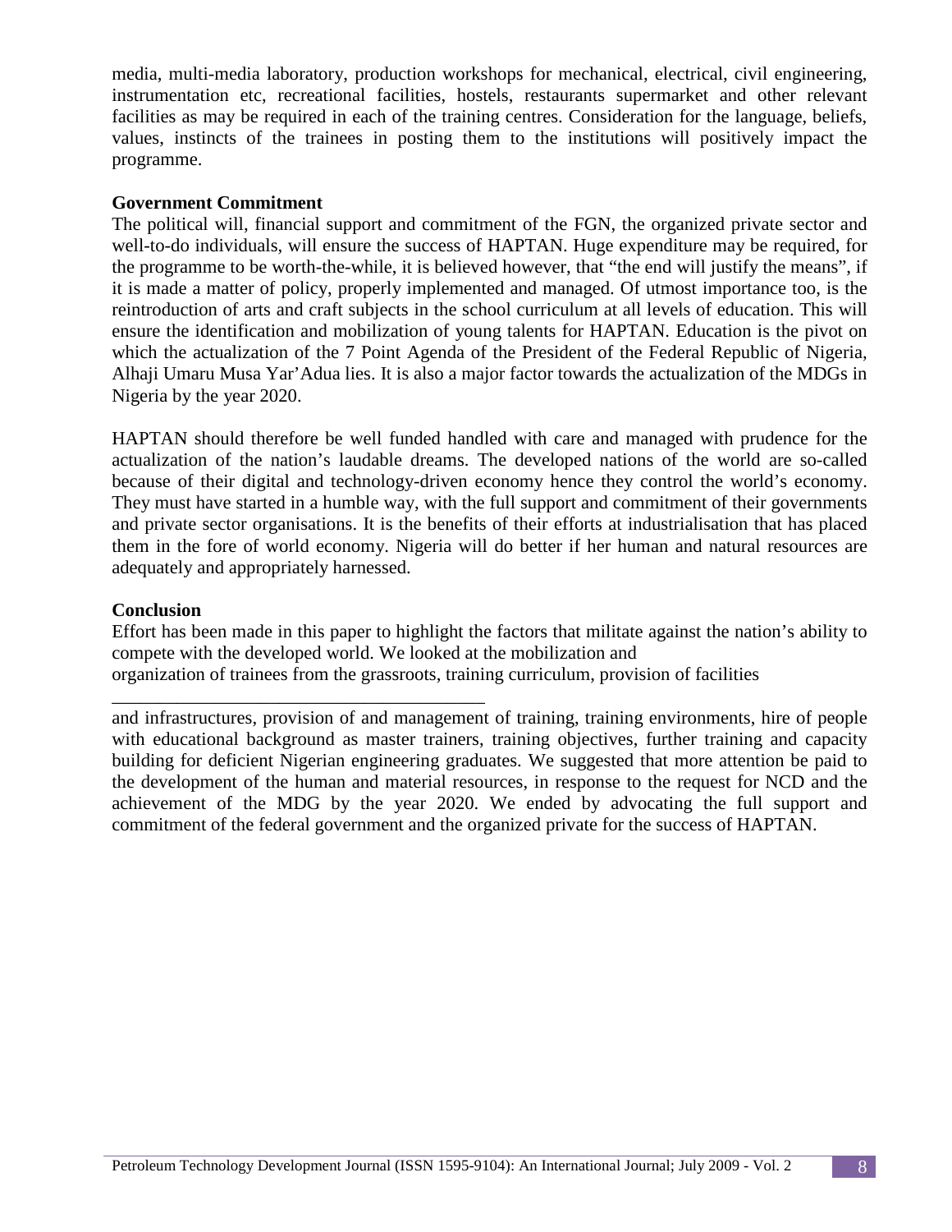media, multi-media laboratory, production workshops for mechanical, electrical, civil engineering, instrumentation etc, recreational facilities, hostels, restaurants supermarket and other relevant facilities as may be required in each of the training centres. Consideration for the language, beliefs, values, instincts of the trainees in posting them to the institutions will positively impact the programme.

**Government Commitment**

The political will, financial support and commitment of the FGN, the organized private sector and well-to-do individuals, will ensure the success of HAPTAN. Huge expenditure may be required, for the programme to be worth-the-while, it is believed however, that "the end will justify the means", if it is made a matter of policy, properly implemented and managed. Of utmost importance too, is the reintroduction of arts and craft subjects in the school curriculum at all levels of education. This will ensure the identification and mobilization of young talents for HAPTAN. Education is the pivot on which the actualization of the 7 Point Agenda of the President of the Federal Republic of Nigeria, Alhaji Umaru Musa Yar'Adua lies. It is also a major factor towards the actualization of the MDGs in Nigeria by the year 2020.

HAPTAN should therefore be well funded handled with care and managed with prudence for the actualization of the nation's laudable dreams. The developed nations of the world are so-called because of their digital and technology-driven economy hence they control the world's economy. They must have started in a humble way, with the full support and commitment of their governments and private sector organisations. It is the benefits of their efforts at industrialisation that has placed them in the fore of world economy. Nigeria will do better if her human and natural resources are adequately and appropriately harnessed.

**Conclusion**

Effort has been made in this paper to highlight the factors that militate against the nation's ability to compete with the developed world. We looked at the mobilization and organization of trainees from the grassroots, training curriculum, provision of facilities and infrastructures, provision of and management of training, training environments, hire of people with educational background as master trainers, training objectives, further training and capacity building for deficient Nigerian engineering graduates. We suggested that more attention be paid to the development of the human and material resources, in response to the request for NCD and the achievement of the MDG by the year 2020. We ended by advocating the full support and commitment of the federal government and the organized private for the success of HAPTAN.